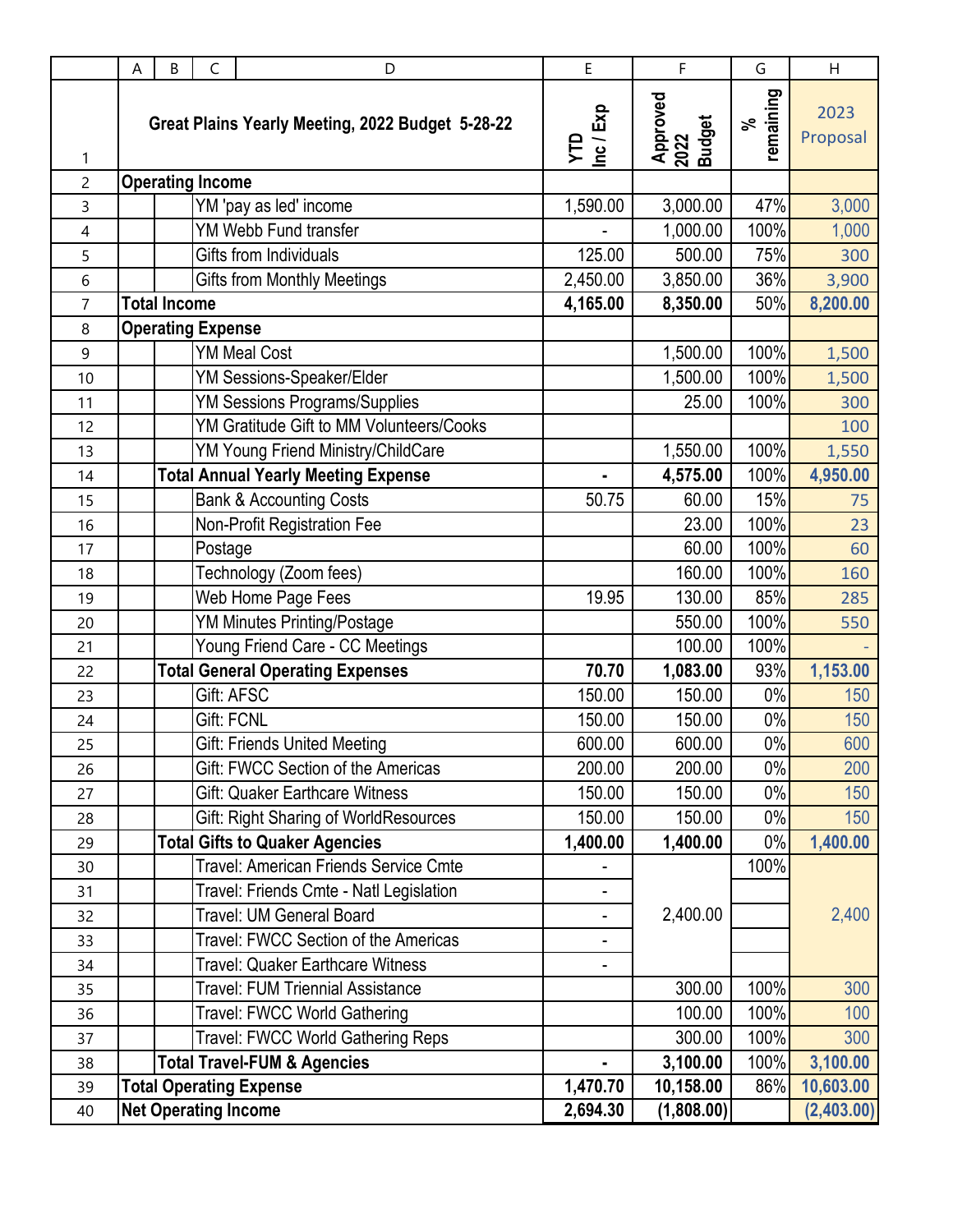| | A | B | C | D | E | F | G | H |
|---|---|---|---|---|---|---|---|---|
| 1 | Great Plains Yearly Meeting, 2022 Budget 5-28-22 | | | | YTD Inc / Exp | Approved 2022 Budget | % remaining | 2023 Proposal |
| 2 | **Operating Income** | | | | | | | |
| 3 | | | | YM 'pay as led' income | 1,590.00 | 3,000.00 | 47% | 3,000 |
| 4 | | | | YM Webb Fund transfer | - | 1,000.00 | 100% | 1,000 |
| 5 | | | | Gifts from Individuals | 125.00 | 500.00 | 75% | 300 |
| 6 | | | | Gifts from Monthly Meetings | 2,450.00 | 3,850.00 | 36% | 3,900 |
| 7 | **Total Income** | | | | **4,165.00** | **8,350.00** | 50% | **8,200.00** |
| 8 | **Operating Expense** | | | | | | | |
| 9 | | | | YM Meal Cost | | 1,500.00 | 100% | 1,500 |
| 10 | | | | YM Sessions-Speaker/Elder | | 1,500.00 | 100% | 1,500 |
| 11 | | | | YM Sessions Programs/Supplies | | 25.00 | 100% | 300 |
| 12 | | | | YM Gratitude Gift to MM Volunteers/Cooks | | | | 100 |
| 13 | | | | YM Young Friend Ministry/ChildCare | | 1,550.00 | 100% | 1,550 |
| 14 | | **Total Annual Yearly Meeting Expense** | | | **-** | **4,575.00** | 100% | **4,950.00** |
| 15 | | | | Bank & Accounting Costs | 50.75 | 60.00 | 15% | 75 |
| 16 | | | | Non-Profit Registration Fee | | 23.00 | 100% | 23 |
| 17 | | | | Postage | | 60.00 | 100% | 60 |
| 18 | | | | Technology (Zoom fees) | | 160.00 | 100% | 160 |
| 19 | | | | Web Home Page Fees | 19.95 | 130.00 | 85% | 285 |
| 20 | | | | YM Minutes Printing/Postage | | 550.00 | 100% | 550 |
| 21 | | | | Young Friend Care - CC Meetings | | 100.00 | 100% | - |
| 22 | | **Total General Operating Expenses** | | | **70.70** | **1,083.00** | 93% | **1,153.00** |
| 23 | | | | Gift: AFSC | 150.00 | 150.00 | 0% | 150 |
| 24 | | | | Gift: FCNL | 150.00 | 150.00 | 0% | 150 |
| 25 | | | | Gift: Friends United Meeting | 600.00 | 600.00 | 0% | 600 |
| 26 | | | | Gift: FWCC Section of the Americas | 200.00 | 200.00 | 0% | 200 |
| 27 | | | | Gift: Quaker Earthcare Witness | 150.00 | 150.00 | 0% | 150 |
| 28 | | | | Gift: Right Sharing of WorldResources | 150.00 | 150.00 | 0% | 150 |
| 29 | | **Total Gifts to Quaker Agencies** | | | **1,400.00** | **1,400.00** | 0% | **1,400.00** |
| 30 | | | | Travel: American Friends Service Cmte | - | | 100% | |
| 31 | | | | Travel: Friends Cmte - Natl Legislation | - | | | |
| 32 | | | | Travel: UM General Board | - | 2,400.00 | | 2,400 |
| 33 | | | | Travel: FWCC Section of the Americas | - | | | |
| 34 | | | | Travel: Quaker Earthcare Witness | - | | | |
| 35 | | | | Travel: FUM Triennial Assistance | | 300.00 | 100% | 300 |
| 36 | | | | Travel: FWCC World Gathering | | 100.00 | 100% | 100 |
| 37 | | | | Travel: FWCC World Gathering Reps | | 300.00 | 100% | 300 |
| 38 | | **Total Travel-FUM & Agencies** | | | **-** | **3,100.00** | 100% | **3,100.00** |
| 39 | **Total Operating Expense** | | | | **1,470.70** | **10,158.00** | 86% | **10,603.00** |
| 40 | **Net Operating Income** | | | | **2,694.30** | **(1,808.00)** | | **(2,403.00)** |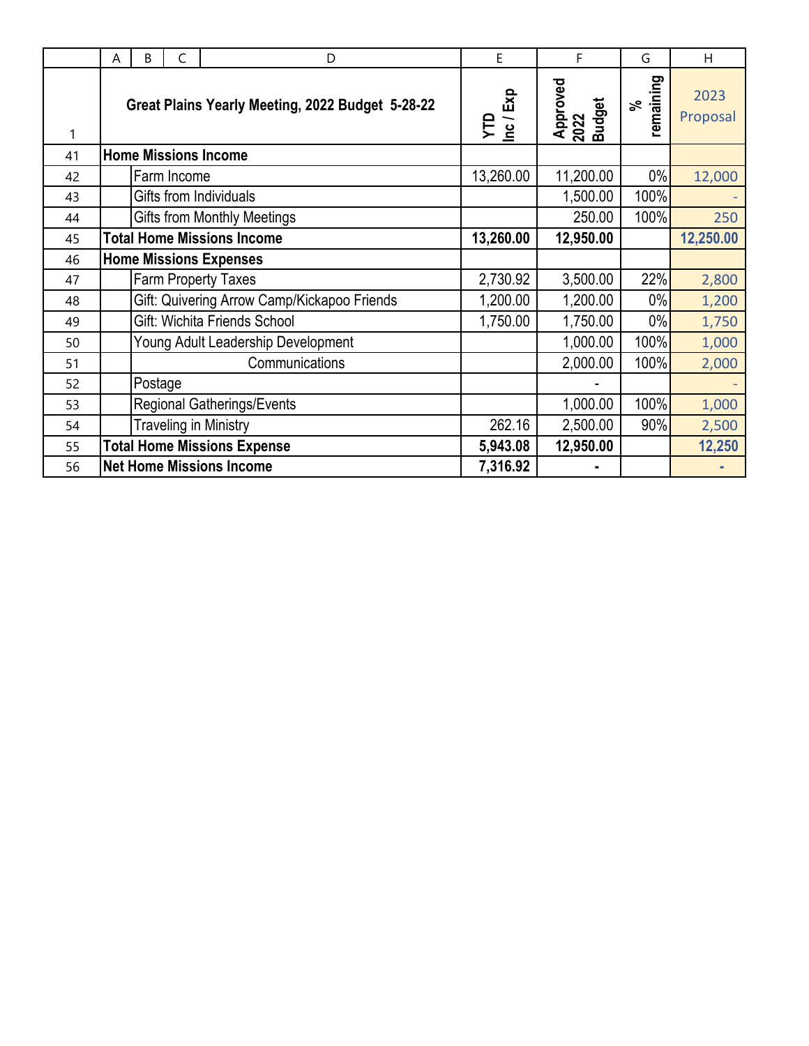| | A | B | C | D | E | F | G | H |
|---|---|---|---|---|---|---|---|---|
| 1 | Great Plains Yearly Meeting, 2022 Budget 5-28-22 | | | | YTD Inc / Exp | Approved 2022 Budget | % remaining | 2023 Proposal |
| 41 | **Home Missions Income** | | | | | | | |
| 42 | | Farm Income | | | 13,260.00 | 11,200.00 | 0% | 12,000 |
| 43 | | Gifts from Individuals | | | | 1,500.00 | 100% | - |
| 44 | | Gifts from Monthly Meetings | | | | 250.00 | 100% | 250 |
| 45 | **Total Home Missions Income** | | | | **13,260.00** | **12,950.00** | | **12,250.00** |
| 46 | **Home Missions Expenses** | | | | | | | |
| 47 | | Farm Property Taxes | | | 2,730.92 | 3,500.00 | 22% | 2,800 |
| 48 | | Gift: Quivering Arrow Camp/Kickapoo Friends | | | 1,200.00 | 1,200.00 | 0% | 1,200 |
| 49 | | Gift: Wichita Friends School | | | 1,750.00 | 1,750.00 | 0% | 1,750 |
| 50 | | Young Adult Leadership Development | | | | 1,000.00 | 100% | 1,000 |
| 51 | | Communications | | | | 2,000.00 | 100% | 2,000 |
| 52 | | Postage | | | | - | | - |
| 53 | | Regional Gatherings/Events | | | | 1,000.00 | 100% | 1,000 |
| 54 | | Traveling in Ministry | | | 262.16 | 2,500.00 | 90% | 2,500 |
| 55 | **Total Home Missions Expense** | | | | **5,943.08** | **12,950.00** | | **12,250** |
| 56 | **Net Home Missions Income** | | | | **7,316.92** | **-** | | **-** |